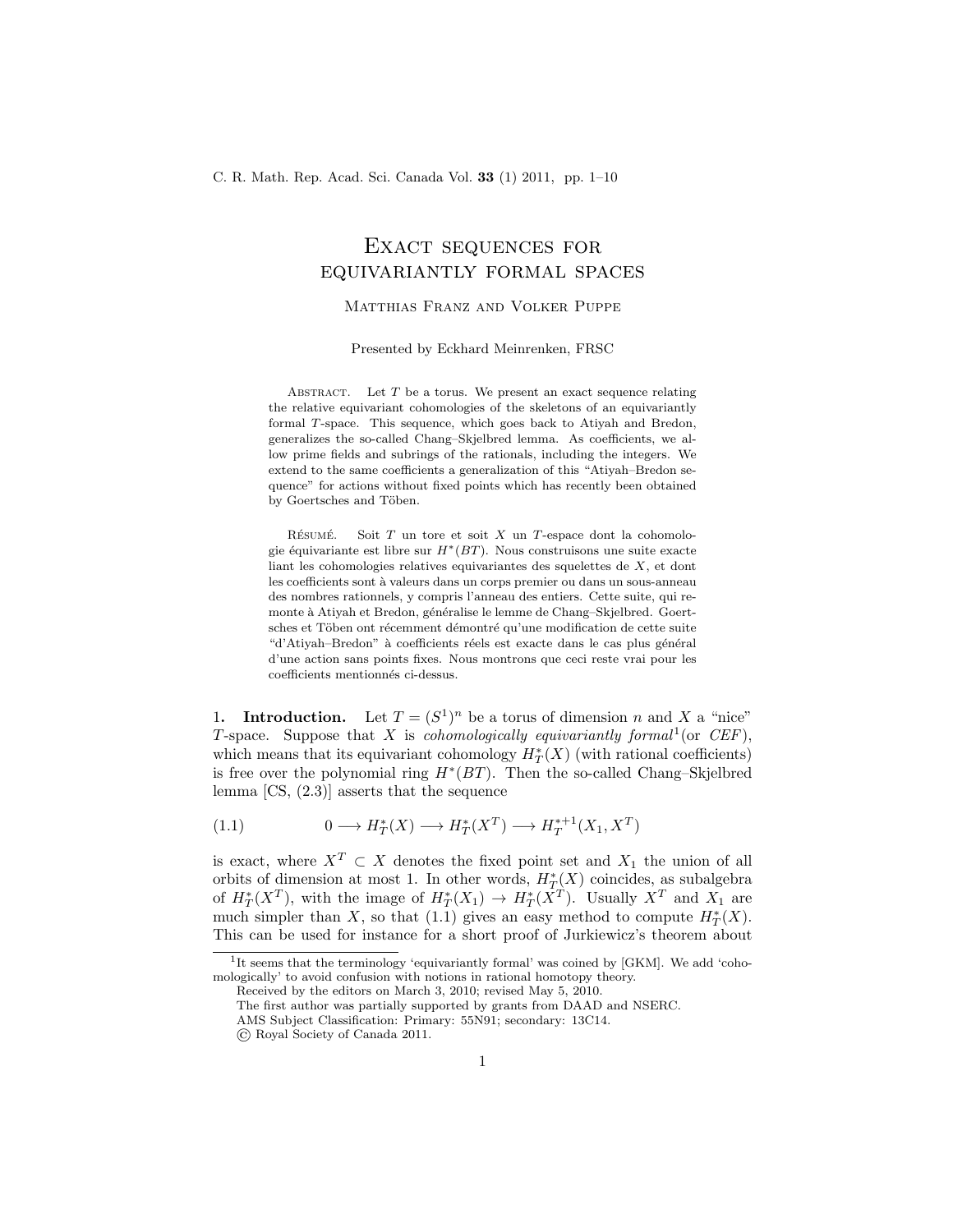# Exact sequences for equivariantly formal spaces

Matthias Franz and Volker Puppe

Presented by Eckhard Meinrenken, FRSC

Abstract. Let $T$ be a torus. We present an exact sequence relating the relative equivariant cohomologies of the skeletons of an equivariantly formal $T$-space. This sequence, which goes back to Atiyah and Bredon, generalizes the so-called Chang–Skjelbred lemma. As coefficients, we allow prime fields and subrings of the rationals, including the integers. We extend to the same coefficients a generalization of this "Atiyah–Bredon sequence" for actions without fixed points which has recently been obtained by Goertsches and Töben.

Résumé. Soit $T$ un tore et soit $X$ un $T$-espace dont la cohomologie équivariante est libre sur $H^*(BT)$. Nous construisons une suite exacte liant les cohomologies relatives equivariantes des squelettes de $X$, et dont les coefficients sont à valeurs dans un corps premier ou dans un sous-anneau des nombres rationnels, y compris l'anneau des entiers. Cette suite, qui remonte à Atiyah et Bredon, généralise le lemme de Chang–Skjelbred. Goertsches et Töben ont récemment démontré qu'une modification de cette suite "d'Atiyah–Bredon" à coefficients réels est exacte dans le cas plus général d'une action sans points fixes. Nous montrons que ceci reste vrai pour les coefficients mentionnés ci-dessus.

**1. Introduction.** Let $T = (S^1)^n$ be a torus of dimension $n$ and $X$ a "nice" $T$-space. Suppose that $X$ is *cohomologically equivariantly formal*[1] (or *CEF*), which means that its equivariant cohomology $H_T^*(X)$ (with rational coefficients) is free over the polynomial ring $H^*(BT)$. Then the so-called Chang–Skjelbred lemma [CS, (2.3)] asserts that the sequence

$$0 \longrightarrow H_T^*(X) \longrightarrow H_T^*(X^T) \longrightarrow H_T^{*+1}(X_1, X^T) \tag{1.1}$$

is exact, where $X^T \subset X$ denotes the fixed point set and $X_1$ the union of all orbits of dimension at most 1. In other words, $H_T^*(X)$ coincides, as subalgebra of $H_T^*(X^T)$, with the image of $H_T^*(X_1) \to H_T^*(X^T)$. Usually $X^T$ and $X_1$ are much simpler than $X$, so that (1.1) gives an easy method to compute $H_T^*(X)$. This can be used for instance for a short proof of Jurkiewicz's theorem about

[1] It seems that the terminology 'equivariantly formal' was coined by [GKM]. We add 'cohomologically' to avoid confusion with notions in rational homotopy theory.

Received by the editors on March 3, 2010; revised May 5, 2010.

The first author was partially supported by grants from DAAD and NSERC.

AMS Subject Classification: Primary: 55N91; secondary: 13C14.

© Royal Society of Canada 2011.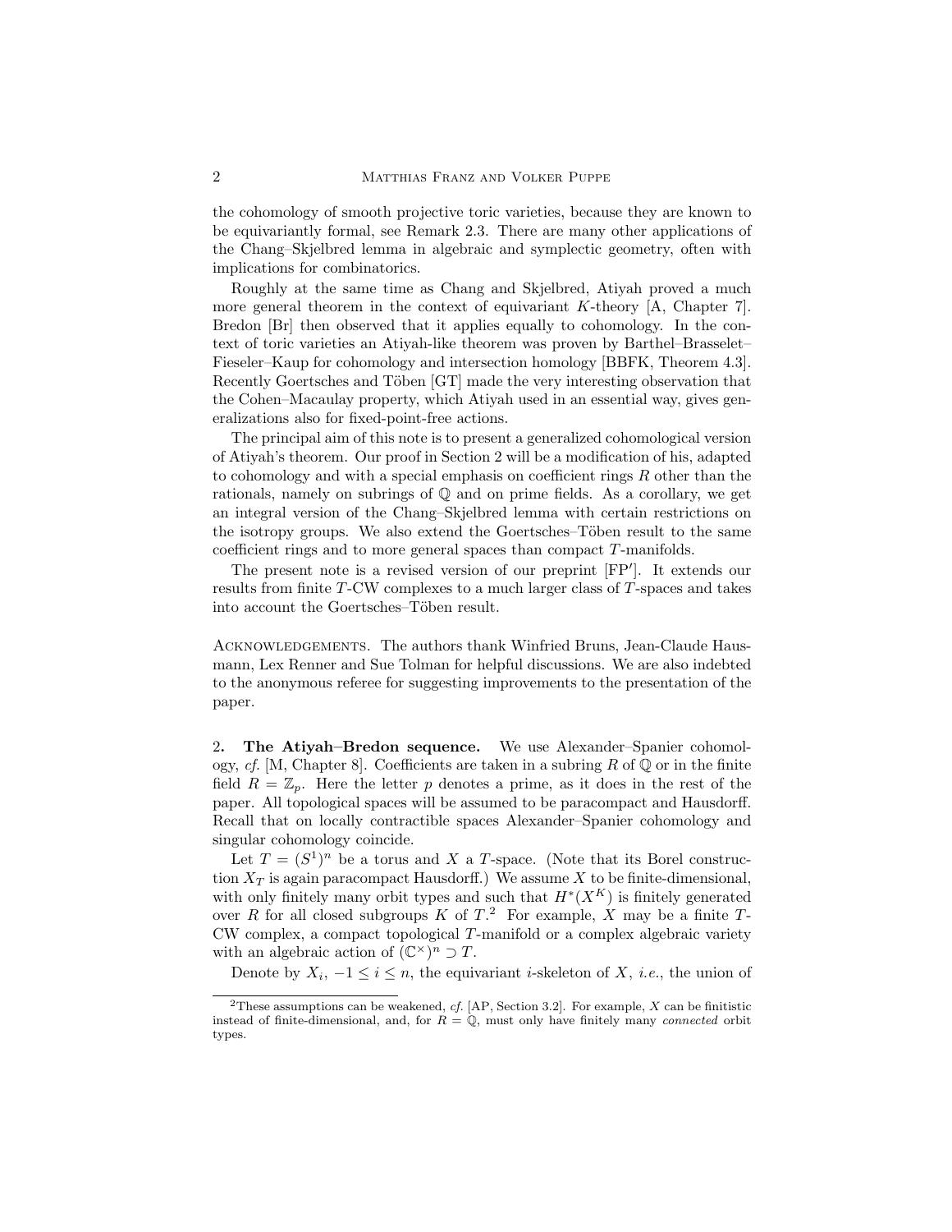the cohomology of smooth projective toric varieties, because they are known to be equivariantly formal, see Remark 2.3. There are many other applications of the Chang–Skjelbred lemma in algebraic and symplectic geometry, often with implications for combinatorics.

Roughly at the same time as Chang and Skjelbred, Atiyah proved a much more general theorem in the context of equivariant $K$-theory [A, Chapter 7]. Bredon [Br] then observed that it applies equally to cohomology. In the context of toric varieties an Atiyah-like theorem was proven by Barthel–Brasselet–Fieseler–Kaup for cohomology and intersection homology [BBFK, Theorem 4.3]. Recently Goertsches and Töben [GT] made the very interesting observation that the Cohen–Macaulay property, which Atiyah used in an essential way, gives generalizations also for fixed-point-free actions.

The principal aim of this note is to present a generalized cohomological version of Atiyah's theorem. Our proof in Section 2 will be a modification of his, adapted to cohomology and with a special emphasis on coefficient rings $R$ other than the rationals, namely on subrings of $\mathbb{Q}$ and on prime fields. As a corollary, we get an integral version of the Chang–Skjelbred lemma with certain restrictions on the isotropy groups. We also extend the Goertsches–Töben result to the same coefficient rings and to more general spaces than compact $T$-manifolds.

The present note is a revised version of our preprint [FP′]. It extends our results from finite $T$-CW complexes to a much larger class of $T$-spaces and takes into account the Goertsches–Töben result.

Acknowledgements. The authors thank Winfried Bruns, Jean-Claude Hausmann, Lex Renner and Sue Tolman for helpful discussions. We are also indebted to the anonymous referee for suggesting improvements to the presentation of the paper.

## 2. The Atiyah–Bredon sequence.

We use Alexander–Spanier cohomology, *cf.* [M, Chapter 8]. Coefficients are taken in a subring $R$ of $\mathbb{Q}$ or in the finite field $R = \mathbb{Z}_p$. Here the letter $p$ denotes a prime, as it does in the rest of the paper. All topological spaces will be assumed to be paracompact and Hausdorff. Recall that on locally contractible spaces Alexander–Spanier cohomology and singular cohomology coincide.

Let $T = (S^1)^n$ be a torus and $X$ a $T$-space. (Note that its Borel construction $X_T$ is again paracompact Hausdorff.) We assume $X$ to be finite-dimensional, with only finitely many orbit types and such that $H^*(X^K)$ is finitely generated over $R$ for all closed subgroups $K$ of $T$.[2] For example, $X$ may be a finite $T$-CW complex, a compact topological $T$-manifold or a complex algebraic variety with an algebraic action of $(\mathbb{C}^\times)^n \supset T$.

Denote by $X_i$, $-1 \le i \le n$, the equivariant $i$-skeleton of $X$, *i.e.*, the union of

[2] These assumptions can be weakened, *cf.* [AP, Section 3.2]. For example, $X$ can be finitistic instead of finite-dimensional, and, for $R = \mathbb{Q}$, must only have finitely many *connected* orbit types.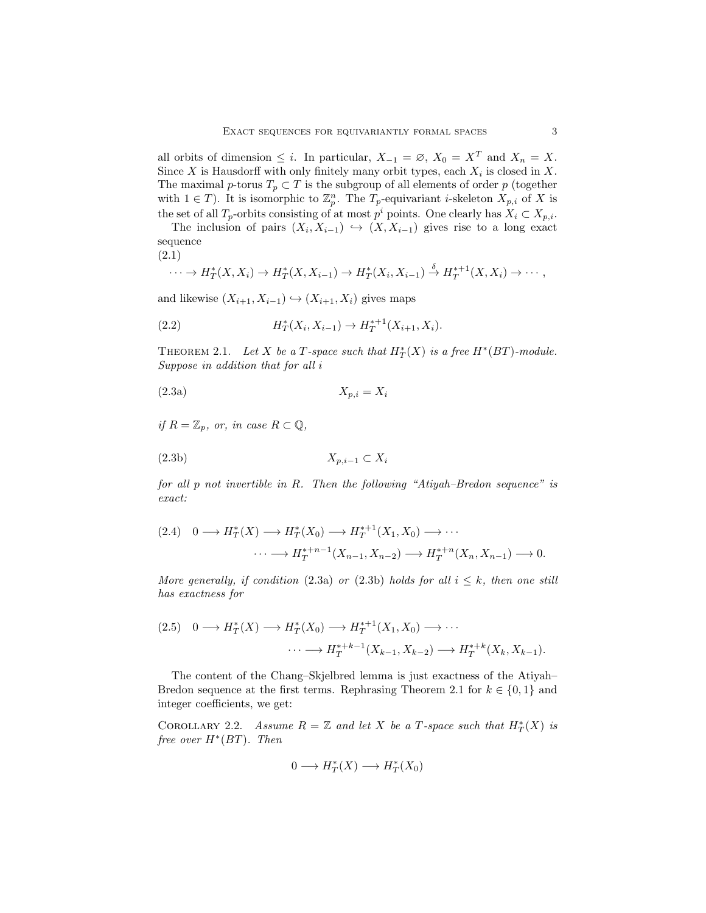all orbits of dimension $\leq i$. In particular, $X_{-1} = \varnothing$, $X_0 = X^T$ and $X_n = X$. Since $X$ is Hausdorff with only finitely many orbit types, each $X_i$ is closed in $X$. The maximal $p$-torus $T_p \subset T$ is the subgroup of all elements of order $p$ (together with $1 \in T$). It is isomorphic to $\mathbb{Z}_p^n$. The $T_p$-equivariant $i$-skeleton $X_{p,i}$ of $X$ is the set of all $T_p$-orbits consisting of at most $p^i$ points. One clearly has $X_i \subset X_{p,i}$.

The inclusion of pairs $(X_i, X_{i-1}) \hookrightarrow (X, X_{i-1})$ gives rise to a long exact sequence

(2.1)

$$\cdots \to H_T^*(X, X_i) \to H_T^*(X, X_{i-1}) \to H_T^*(X_i, X_{i-1}) \xrightarrow{\delta} H_T^{*+1}(X, X_i) \to \cdots,$$

and likewise $(X_{i+1}, X_{i-1}) \hookrightarrow (X_{i+1}, X_i)$ gives maps

$$H_T^*(X_i, X_{i-1}) \to H_T^{*+1}(X_{i+1}, X_i). \tag{2.2}$$

Theorem 2.1. *Let $X$ be a $T$-space such that $H_T^*(X)$ is a free $H^*(BT)$-module. Suppose in addition that for all $i$*

$$X_{p,i} = X_i \tag{2.3a}$$

*if $R = \mathbb{Z}_p$, or, in case $R \subset \mathbb{Q}$,*

$$X_{p,i-1} \subset X_i \tag{2.3b}$$

*for all $p$ not invertible in $R$. Then the following "Atiyah–Bredon sequence" is exact:*

$$\begin{aligned} 0 \longrightarrow H_T^*(X) \longrightarrow H_T^*(X_0) \longrightarrow H_T^{*+1}(X_1, X_0) \longrightarrow \cdots \\ \cdots \longrightarrow H_T^{*+n-1}(X_{n-1}, X_{n-2}) \longrightarrow H_T^{*+n}(X_n, X_{n-1}) \longrightarrow 0. \end{aligned} \tag{2.4}$$

*More generally, if condition* (2.3a) *or* (2.3b) *holds for all $i \leq k$, then one still has exactness for*

$$\begin{aligned} 0 \longrightarrow H_T^*(X) \longrightarrow H_T^*(X_0) \longrightarrow H_T^{*+1}(X_1, X_0) \longrightarrow \cdots \\ \cdots \longrightarrow H_T^{*+k-1}(X_{k-1}, X_{k-2}) \longrightarrow H_T^{*+k}(X_k, X_{k-1}). \end{aligned} \tag{2.5}$$

The content of the Chang–Skjelbred lemma is just exactness of the Atiyah–Bredon sequence at the first terms. Rephrasing Theorem 2.1 for $k \in \{0, 1\}$ and integer coefficients, we get:

Corollary 2.2. *Assume $R = \mathbb{Z}$ and let $X$ be a $T$-space such that $H_T^*(X)$ is free over $H^*(BT)$. Then*

$$0 \longrightarrow H_T^*(X) \longrightarrow H_T^*(X_0)$$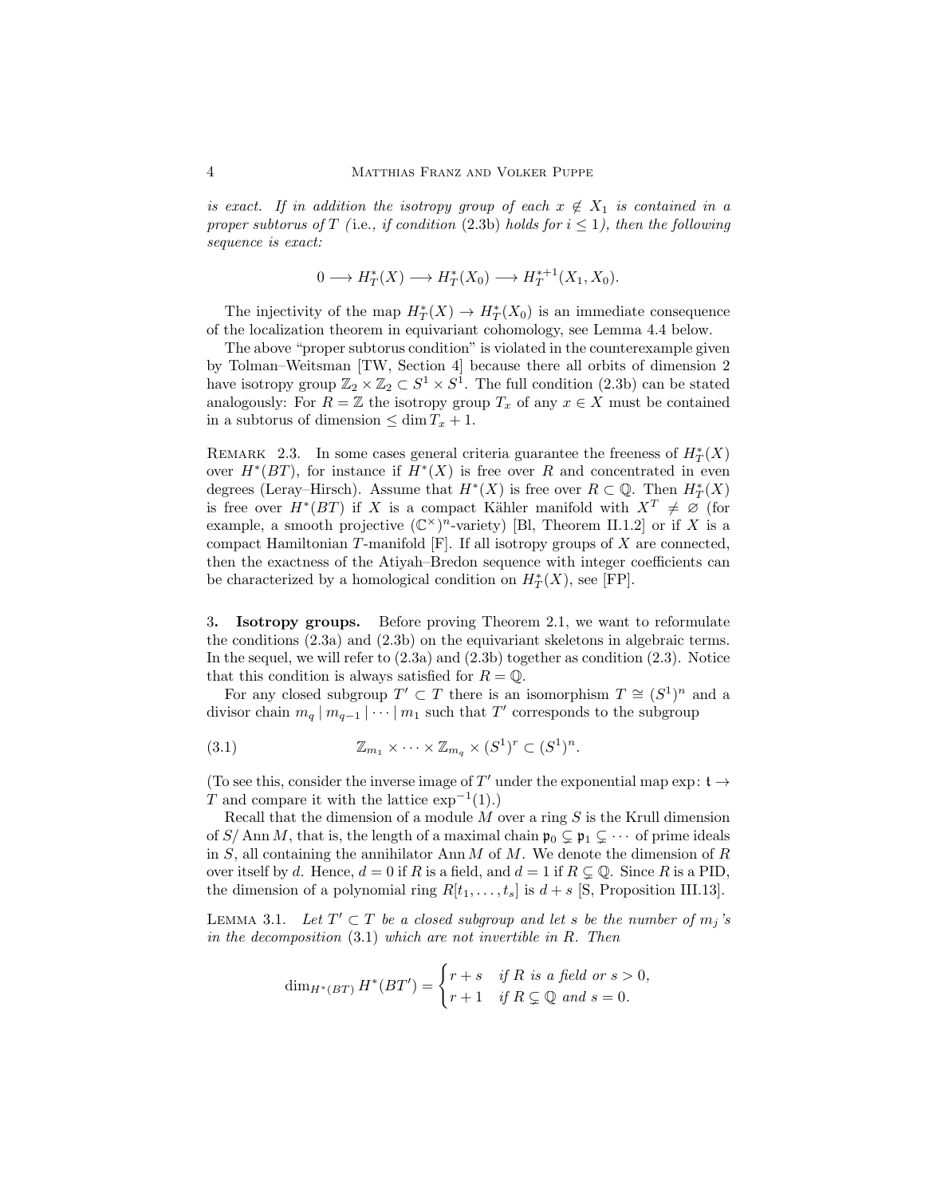*is exact. If in addition the isotropy group of each $x \notin X_1$ is contained in a proper subtorus of $T$ (*i.e.*, if condition* (2.3b) *holds for $i \le 1$), then the following sequence is exact:*

$$0 \longrightarrow H_T^*(X) \longrightarrow H_T^*(X_0) \longrightarrow H_T^{*+1}(X_1, X_0).$$

The injectivity of the map $H_T^*(X) \to H_T^*(X_0)$ is an immediate consequence of the localization theorem in equivariant cohomology, see Lemma 4.4 below.

The above "proper subtorus condition" is violated in the counterexample given by Tolman–Weitsman [TW, Section 4] because there all orbits of dimension 2 have isotropy group $\mathbb{Z}_2 \times \mathbb{Z}_2 \subset S^1 \times S^1$. The full condition (2.3b) can be stated analogously: For $R = \mathbb{Z}$ the isotropy group $T_x$ of any $x \in X$ must be contained in a subtorus of dimension $\le \dim T_x + 1$.

Remark 2.3. In some cases general criteria guarantee the freeness of $H_T^*(X)$ over $H^*(BT)$, for instance if $H^*(X)$ is free over $R$ and concentrated in even degrees (Leray–Hirsch). Assume that $H^*(X)$ is free over $R \subset \mathbb{Q}$. Then $H_T^*(X)$ is free over $H^*(BT)$ if $X$ is a compact Kähler manifold with $X^T \neq \varnothing$ (for example, a smooth projective $(\mathbb{C}^\times)^n$-variety) [Bl, Theorem II.1.2] or if $X$ is a compact Hamiltonian $T$-manifold [F]. If all isotropy groups of $X$ are connected, then the exactness of the Atiyah–Bredon sequence with integer coefficients can be characterized by a homological condition on $H_T^*(X)$, see [FP].

## 3. Isotropy groups.

Before proving Theorem 2.1, we want to reformulate the conditions (2.3a) and (2.3b) on the equivariant skeletons in algebraic terms. In the sequel, we will refer to (2.3a) and (2.3b) together as condition (2.3). Notice that this condition is always satisfied for $R = \mathbb{Q}$.

For any closed subgroup $T' \subset T$ there is an isomorphism $T \cong (S^1)^n$ and a divisor chain $m_q \mid m_{q-1} \mid \cdots \mid m_1$ such that $T'$ corresponds to the subgroup

$$\mathbb{Z}_{m_1} \times \cdots \times \mathbb{Z}_{m_q} \times (S^1)^r \subset (S^1)^n. \tag{3.1}$$

(To see this, consider the inverse image of $T'$ under the exponential map $\exp\colon \mathfrak{t} \to T$ and compare it with the lattice $\exp^{-1}(1)$.)

Recall that the dimension of a module $M$ over a ring $S$ is the Krull dimension of $S/\operatorname{Ann} M$, that is, the length of a maximal chain $\mathfrak{p}_0 \subsetneq \mathfrak{p}_1 \subsetneq \cdots$ of prime ideals in $S$, all containing the annihilator $\operatorname{Ann} M$ of $M$. We denote the dimension of $R$ over itself by $d$. Hence, $d = 0$ if $R$ is a field, and $d = 1$ if $R \subsetneq \mathbb{Q}$. Since $R$ is a PID, the dimension of a polynomial ring $R[t_1, \ldots, t_s]$ is $d + s$ [S, Proposition III.13].

Lemma 3.1. *Let $T' \subset T$ be a closed subgroup and let $s$ be the number of $m_j$'s in the decomposition* (3.1) *which are not invertible in $R$. Then*

$$\dim_{H^*(BT)} H^*(BT') = \begin{cases} r + s & \text{if } R \text{ is a field or } s > 0, \\ r + 1 & \text{if } R \subsetneq \mathbb{Q} \text{ and } s = 0. \end{cases}$$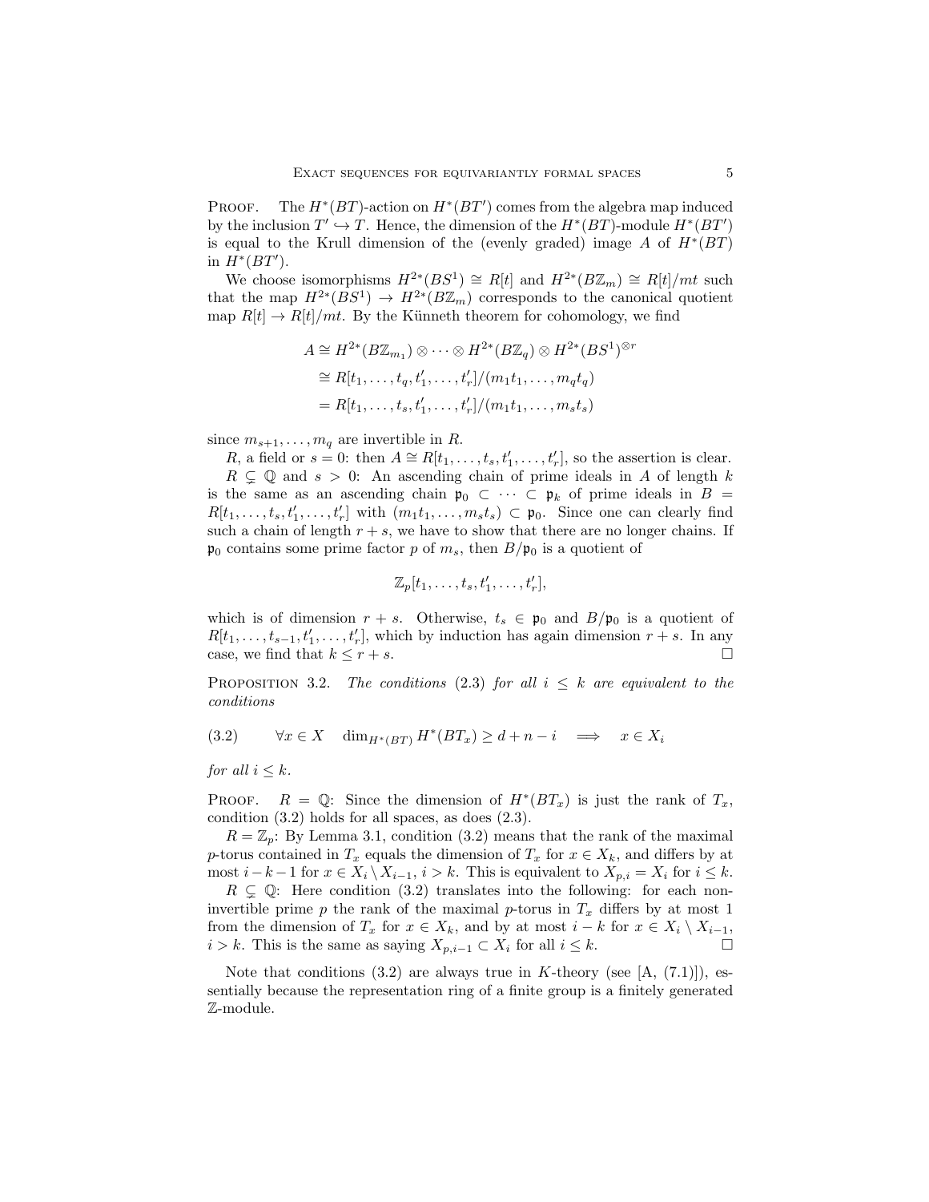Proof. The $H^*(BT)$-action on $H^*(BT')$ comes from the algebra map induced by the inclusion $T' \hookrightarrow T$. Hence, the dimension of the $H^*(BT)$-module $H^*(BT')$ is equal to the Krull dimension of the (evenly graded) image $A$ of $H^*(BT)$ in $H^*(BT')$.

We choose isomorphisms $H^{2*}(BS^1) \cong R[t]$ and $H^{2*}(B\mathbb{Z}_m) \cong R[t]/mt$ such that the map $H^{2*}(BS^1) \to H^{2*}(B\mathbb{Z}_m)$ corresponds to the canonical quotient map $R[t] \to R[t]/mt$. By the Künneth theorem for cohomology, we find

$$
\begin{aligned}
A &\cong H^{2*}(B\mathbb{Z}_{m_1}) \otimes \cdots \otimes H^{2*}(B\mathbb{Z}_q) \otimes H^{2*}(BS^1)^{\otimes r} \\
&\cong R[t_1, \ldots, t_q, t'_1, \ldots, t'_r]/(m_1 t_1, \ldots, m_q t_q) \\
&= R[t_1, \ldots, t_s, t'_1, \ldots, t'_r]/(m_1 t_1, \ldots, m_s t_s)
\end{aligned}
$$

since $m_{s+1}, \ldots, m_q$ are invertible in $R$.

$R$, a field or $s = 0$: then $A \cong R[t_1, \ldots, t_s, t'_1, \ldots, t'_r]$, so the assertion is clear.

$R \subsetneq \mathbb{Q}$ and $s > 0$: An ascending chain of prime ideals in $A$ of length $k$ is the same as an ascending chain $\mathfrak{p}_0 \subset \cdots \subset \mathfrak{p}_k$ of prime ideals in $B = R[t_1, \ldots, t_s, t'_1, \ldots, t'_r]$ with $(m_1 t_1, \ldots, m_s t_s) \subset \mathfrak{p}_0$. Since one can clearly find such a chain of length $r + s$, we have to show that there are no longer chains. If $\mathfrak{p}_0$ contains some prime factor $p$ of $m_s$, then $B/\mathfrak{p}_0$ is a quotient of

$$
\mathbb{Z}_p[t_1, \ldots, t_s, t'_1, \ldots, t'_r],
$$

which is of dimension $r + s$. Otherwise, $t_s \in \mathfrak{p}_0$ and $B/\mathfrak{p}_0$ is a quotient of $R[t_1, \ldots, t_{s-1}, t'_1, \ldots, t'_r]$, which by induction has again dimension $r + s$. In any case, we find that $k \le r + s$. $\square$

Proposition 3.2. *The conditions (2.3) for all $i \le k$ are equivalent to the conditions*

$$
\forall x \in X \quad \dim_{H^*(BT)} H^*(BT_x) \ge d + n - i \quad \Longrightarrow \quad x \in X_i \tag{3.2}
$$

*for all $i \le k$.*

Proof. $R = \mathbb{Q}$: Since the dimension of $H^*(BT_x)$ is just the rank of $T_x$, condition (3.2) holds for all spaces, as does (2.3).

$R = \mathbb{Z}_p$: By Lemma 3.1, condition (3.2) means that the rank of the maximal $p$-torus contained in $T_x$ equals the dimension of $T_x$ for $x \in X_k$, and differs by at most $i - k - 1$ for $x \in X_i \setminus X_{i-1}$, $i > k$. This is equivalent to $X_{p,i} = X_i$ for $i \le k$.

$R \subsetneq \mathbb{Q}$: Here condition (3.2) translates into the following: for each non-invertible prime $p$ the rank of the maximal $p$-torus in $T_x$ differs by at most 1 from the dimension of $T_x$ for $x \in X_k$, and by at most $i - k$ for $x \in X_i \setminus X_{i-1}$, $i > k$. This is the same as saying $X_{p,i-1} \subset X_i$ for all $i \le k$. $\square$

Note that conditions (3.2) are always true in $K$-theory (see [A, (7.1)]), essentially because the representation ring of a finite group is a finitely generated $\mathbb{Z}$-module.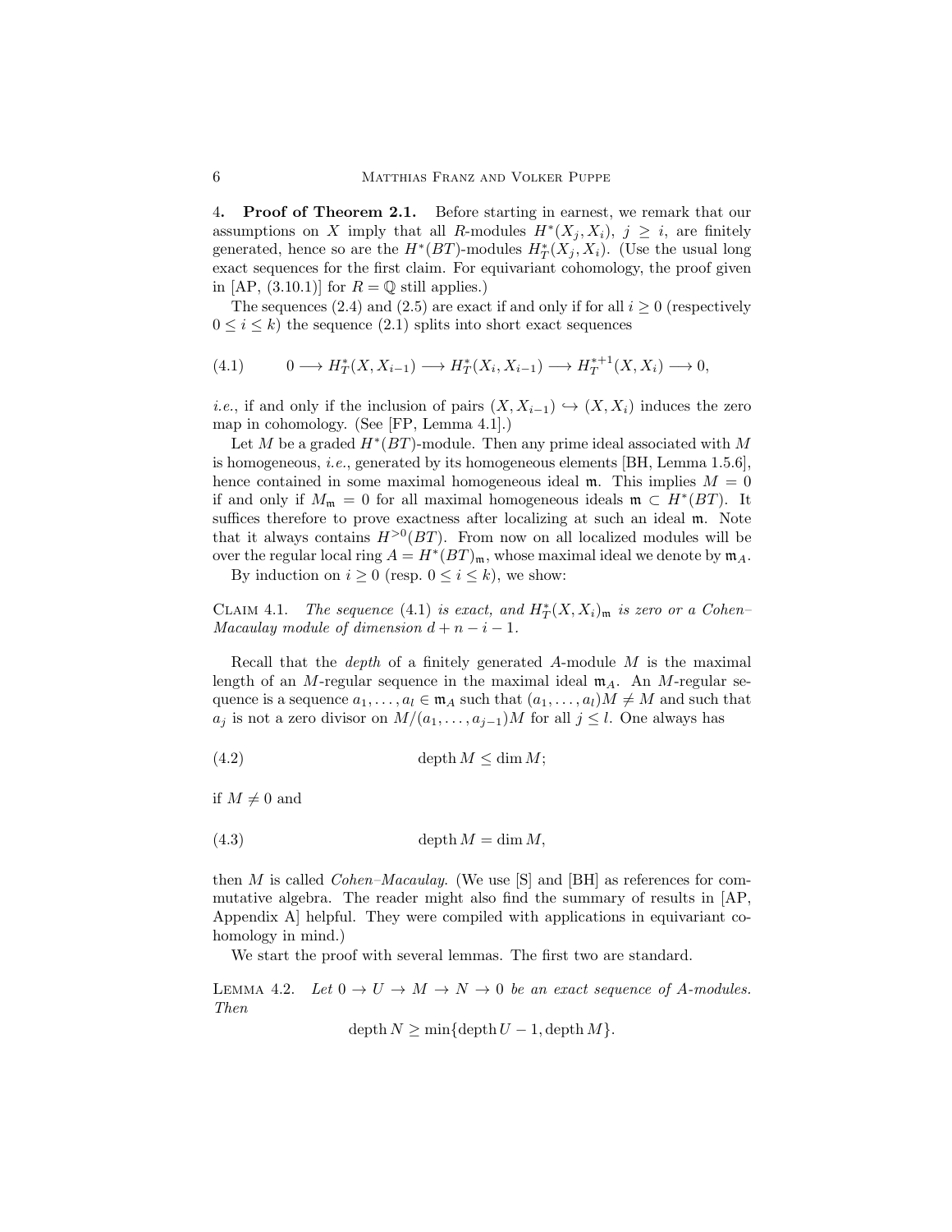4. **Proof of Theorem 2.1.** Before starting in earnest, we remark that our assumptions on $X$ imply that all $R$-modules $H^*(X_j, X_i)$, $j \geq i$, are finitely generated, hence so are the $H^*(BT)$-modules $H_T^*(X_j, X_i)$. (Use the usual long exact sequences for the first claim. For equivariant cohomology, the proof given in [AP, (3.10.1)] for $R = \mathbb{Q}$ still applies.)

The sequences (2.4) and (2.5) are exact if and only if for all $i \geq 0$ (respectively $0 \leq i \leq k$) the sequence (2.1) splits into short exact sequences

$$
0 \longrightarrow H_T^*(X, X_{i-1}) \longrightarrow H_T^*(X_i, X_{i-1}) \longrightarrow H_T^{*+1}(X, X_i) \longrightarrow 0, \tag{4.1}
$$

*i.e.*, if and only if the inclusion of pairs $(X, X_{i-1}) \hookrightarrow (X, X_i)$ induces the zero map in cohomology. (See [FP, Lemma 4.1].)

Let $M$ be a graded $H^*(BT)$-module. Then any prime ideal associated with $M$ is homogeneous, *i.e.*, generated by its homogeneous elements [BH, Lemma 1.5.6], hence contained in some maximal homogeneous ideal $\mathfrak{m}$. This implies $M = 0$ if and only if $M_{\mathfrak{m}} = 0$ for all maximal homogeneous ideals $\mathfrak{m} \subset H^*(BT)$. It suffices therefore to prove exactness after localizing at such an ideal $\mathfrak{m}$. Note that it always contains $H^{>0}(BT)$. From now on all localized modules will be over the regular local ring $A = H^*(BT)_{\mathfrak{m}}$, whose maximal ideal we denote by $\mathfrak{m}_A$.

By induction on $i \geq 0$ (resp. $0 \leq i \leq k$), we show:

Claim 4.1. *The sequence* (4.1) *is exact, and $H_T^*(X, X_i)_{\mathfrak{m}}$ is zero or a Cohen–Macaulay module of dimension $d + n - i - 1$.*

Recall that the *depth* of a finitely generated $A$-module $M$ is the maximal length of an $M$-regular sequence in the maximal ideal $\mathfrak{m}_A$. An $M$-regular sequence is a sequence $a_1, \ldots, a_l \in \mathfrak{m}_A$ such that $(a_1, \ldots, a_l)M \neq M$ and such that $a_j$ is not a zero divisor on $M/(a_1, \ldots, a_{j-1})M$ for all $j \leq l$. One always has

$$
\operatorname{depth} M \leq \dim M; \tag{4.2}
$$

if $M \neq 0$ and

$$
\operatorname{depth} M = \dim M, \tag{4.3}
$$

then $M$ is called *Cohen–Macaulay*. (We use [S] and [BH] as references for commutative algebra. The reader might also find the summary of results in [AP, Appendix A] helpful. They were compiled with applications in equivariant cohomology in mind.)

We start the proof with several lemmas. The first two are standard.

Lemma 4.2. *Let $0 \to U \to M \to N \to 0$ be an exact sequence of $A$-modules. Then*

$$
\operatorname{depth} N \geq \min\{\operatorname{depth} U - 1, \operatorname{depth} M\}.
$$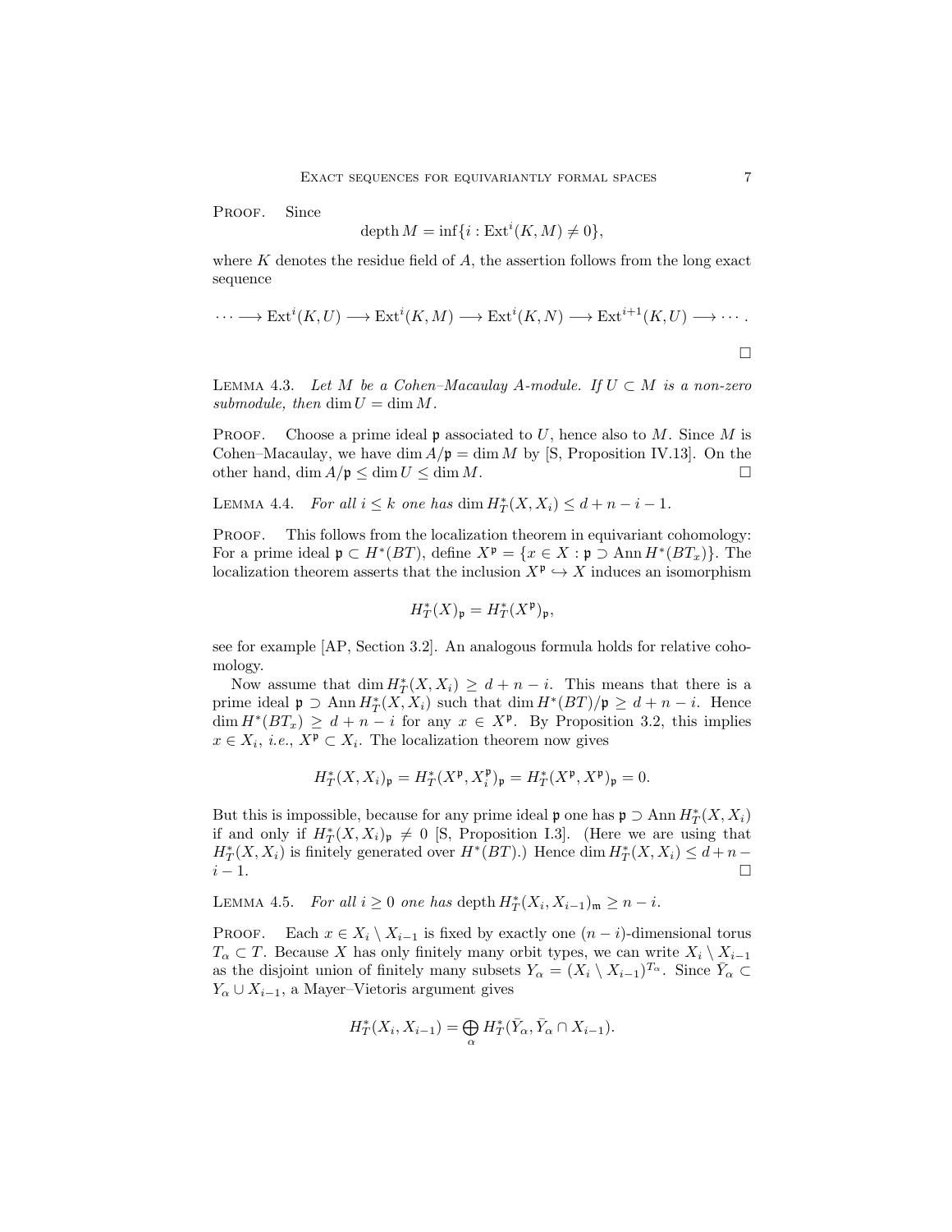Proof. Since

$$\operatorname{depth} M = \inf\{i : \operatorname{Ext}^i(K, M) \neq 0\},$$

where $K$ denotes the residue field of $A$, the assertion follows from the long exact sequence

$$\cdots \longrightarrow \operatorname{Ext}^i(K, U) \longrightarrow \operatorname{Ext}^i(K, M) \longrightarrow \operatorname{Ext}^i(K, N) \longrightarrow \operatorname{Ext}^{i+1}(K, U) \longrightarrow \cdots .$$

□

Lemma 4.3. *Let $M$ be a Cohen–Macaulay $A$-module. If $U \subset M$ is a non-zero submodule, then $\dim U = \dim M$.*

Proof. Choose a prime ideal $\mathfrak{p}$ associated to $U$, hence also to $M$. Since $M$ is Cohen–Macaulay, we have $\dim A/\mathfrak{p} = \dim M$ by [S, Proposition IV.13]. On the other hand, $\dim A/\mathfrak{p} \leq \dim U \leq \dim M$. □

Lemma 4.4. *For all $i \leq k$ one has $\dim H_T^*(X, X_i) \leq d + n - i - 1$.*

Proof. This follows from the localization theorem in equivariant cohomology: For a prime ideal $\mathfrak{p} \subset H^*(BT)$, define $X^{\mathfrak{p}} = \{x \in X : \mathfrak{p} \supset \operatorname{Ann} H^*(BT_x)\}$. The localization theorem asserts that the inclusion $X^{\mathfrak{p}} \hookrightarrow X$ induces an isomorphism

$$H_T^*(X)_{\mathfrak{p}} = H_T^*(X^{\mathfrak{p}})_{\mathfrak{p}},$$

see for example [AP, Section 3.2]. An analogous formula holds for relative cohomology.

Now assume that $\dim H_T^*(X, X_i) \geq d + n - i$. This means that there is a prime ideal $\mathfrak{p} \supset \operatorname{Ann} H_T^*(X, X_i)$ such that $\dim H^*(BT)/\mathfrak{p} \geq d + n - i$. Hence $\dim H^*(BT_x) \geq d + n - i$ for any $x \in X^{\mathfrak{p}}$. By Proposition 3.2, this implies $x \in X_i$, *i.e.*, $X^{\mathfrak{p}} \subset X_i$. The localization theorem now gives

$$H_T^*(X, X_i)_{\mathfrak{p}} = H_T^*(X^{\mathfrak{p}}, X_i^{\mathfrak{p}})_{\mathfrak{p}} = H_T^*(X^{\mathfrak{p}}, X^{\mathfrak{p}})_{\mathfrak{p}} = 0.$$

But this is impossible, because for any prime ideal $\mathfrak{p}$ one has $\mathfrak{p} \supset \operatorname{Ann} H_T^*(X, X_i)$ if and only if $H_T^*(X, X_i)_{\mathfrak{p}} \neq 0$ [S, Proposition I.3]. (Here we are using that $H_T^*(X, X_i)$ is finitely generated over $H^*(BT)$.) Hence $\dim H_T^*(X, X_i) \leq d + n - i - 1$. □

Lemma 4.5. *For all $i \geq 0$ one has $\operatorname{depth} H_T^*(X_i, X_{i-1})_{\mathfrak{m}} \geq n - i$.*

Proof. Each $x \in X_i \setminus X_{i-1}$ is fixed by exactly one $(n - i)$-dimensional torus $T_\alpha \subset T$. Because $X$ has only finitely many orbit types, we can write $X_i \setminus X_{i-1}$ as the disjoint union of finitely many subsets $Y_\alpha = (X_i \setminus X_{i-1})^{T_\alpha}$. Since $\bar{Y}_\alpha \subset Y_\alpha \cup X_{i-1}$, a Mayer–Vietoris argument gives

$$H_T^*(X_i, X_{i-1}) = \bigoplus_\alpha H_T^*(\bar{Y}_\alpha, \bar{Y}_\alpha \cap X_{i-1}).$$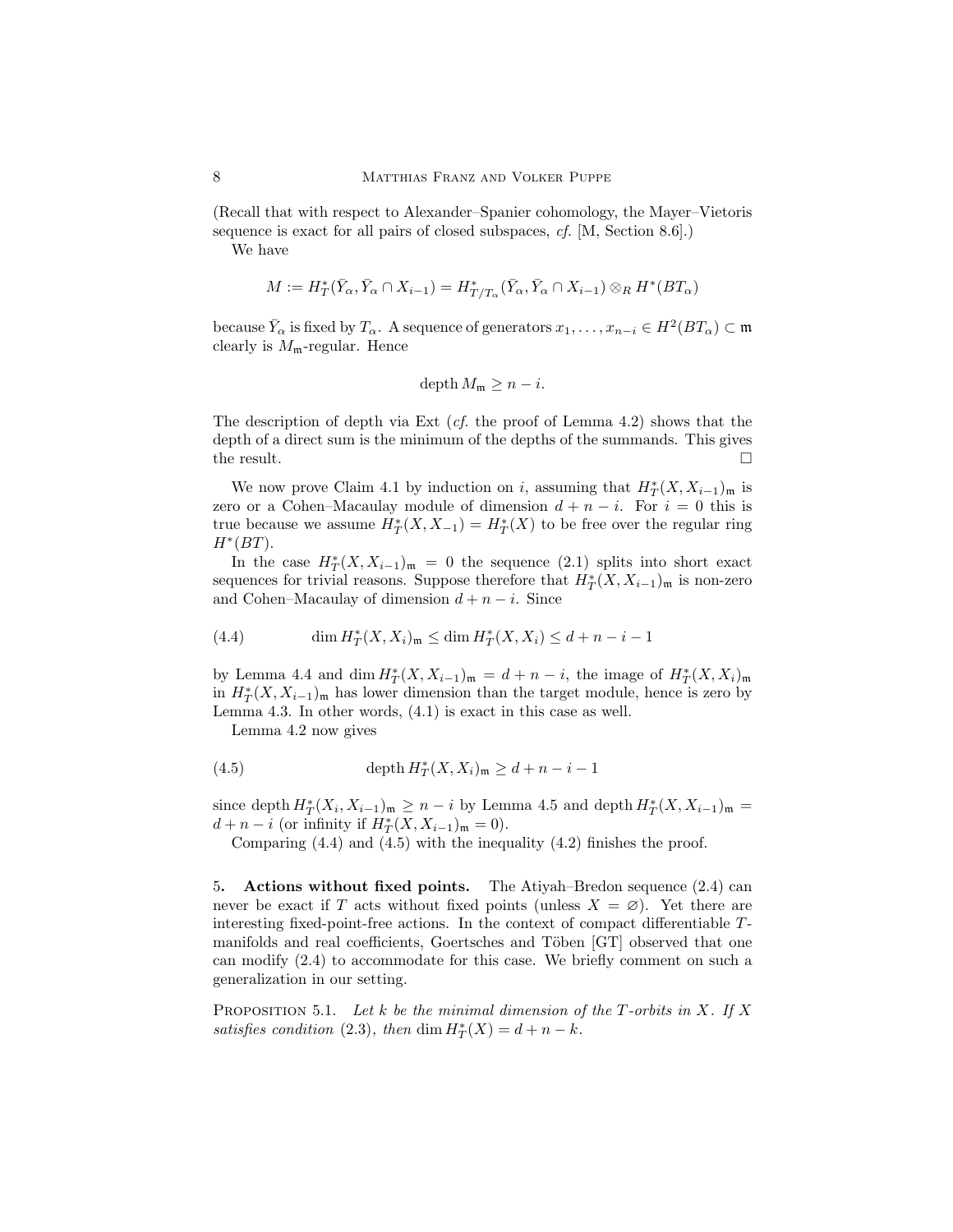(Recall that with respect to Alexander–Spanier cohomology, the Mayer–Vietoris sequence is exact for all pairs of closed subspaces, *cf.* [M, Section 8.6].)

We have

$$M := H_T^*(\bar{Y}_\alpha, \bar{Y}_\alpha \cap X_{i-1}) = H_{T/T_\alpha}^*(\bar{Y}_\alpha, \bar{Y}_\alpha \cap X_{i-1}) \otimes_R H^*(BT_\alpha)$$

because $\bar{Y}_\alpha$ is fixed by $T_\alpha$. A sequence of generators $x_1, \ldots, x_{n-i} \in H^2(BT_\alpha) \subset \mathfrak{m}$ clearly is $M_\mathfrak{m}$-regular. Hence

$$\operatorname{depth} M_\mathfrak{m} \geq n - i.$$

The description of depth via Ext (*cf.* the proof of Lemma 4.2) shows that the depth of a direct sum is the minimum of the depths of the summands. This gives the result. □

We now prove Claim 4.1 by induction on $i$, assuming that $H_T^*(X, X_{i-1})_\mathfrak{m}$ is zero or a Cohen–Macaulay module of dimension $d + n - i$. For $i = 0$ this is true because we assume $H_T^*(X, X_{-1}) = H_T^*(X)$ to be free over the regular ring $H^*(BT)$.

In the case $H_T^*(X, X_{i-1})_\mathfrak{m} = 0$ the sequence (2.1) splits into short exact sequences for trivial reasons. Suppose therefore that $H_T^*(X, X_{i-1})_\mathfrak{m}$ is non-zero and Cohen–Macaulay of dimension $d + n - i$. Since

$$\dim H_T^*(X, X_i)_\mathfrak{m} \leq \dim H_T^*(X, X_i) \leq d + n - i - 1 \tag{4.4}$$

by Lemma 4.4 and $\dim H_T^*(X, X_{i-1})_\mathfrak{m} = d + n - i$, the image of $H_T^*(X, X_i)_\mathfrak{m}$ in $H_T^*(X, X_{i-1})_\mathfrak{m}$ has lower dimension than the target module, hence is zero by Lemma 4.3. In other words, (4.1) is exact in this case as well.

Lemma 4.2 now gives

$$\operatorname{depth} H_T^*(X, X_i)_\mathfrak{m} \geq d + n - i - 1 \tag{4.5}$$

since $\operatorname{depth} H_T^*(X_i, X_{i-1})_\mathfrak{m} \geq n - i$ by Lemma 4.5 and $\operatorname{depth} H_T^*(X, X_{i-1})_\mathfrak{m} = d + n - i$ (or infinity if $H_T^*(X, X_{i-1})_\mathfrak{m} = 0$).

Comparing (4.4) and (4.5) with the inequality (4.2) finishes the proof.

## 5. Actions without fixed points.

The Atiyah–Bredon sequence (2.4) can never be exact if $T$ acts without fixed points (unless $X = \varnothing$). Yet there are interesting fixed-point-free actions. In the context of compact differentiable $T$-manifolds and real coefficients, Goertsches and Töben [GT] observed that one can modify (2.4) to accommodate for this case. We briefly comment on such a generalization in our setting.

Proposition 5.1. *Let $k$ be the minimal dimension of the $T$-orbits in $X$. If $X$ satisfies condition* (2.3)*, then $\dim H_T^*(X) = d + n - k$.*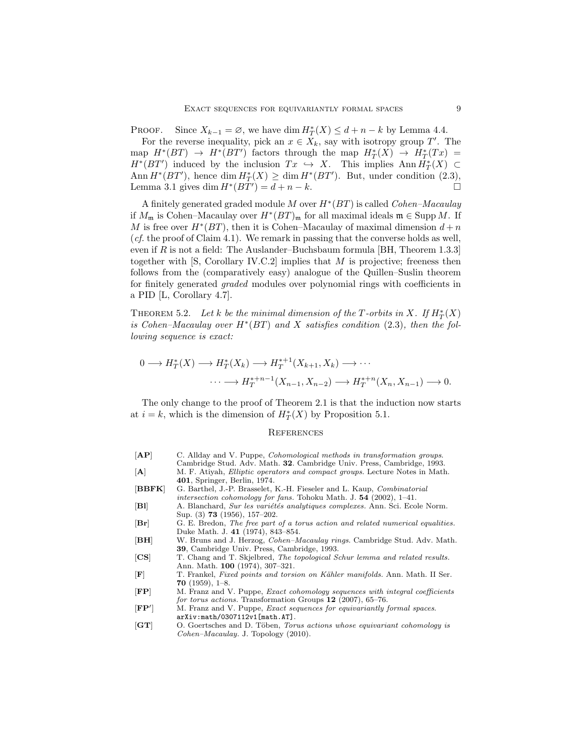Proof. Since $X_{k-1} = \varnothing$, we have $\dim H^*_T(X) \le d+n-k$ by Lemma 4.4.

For the reverse inequality, pick an $x \in X_k$, say with isotropy group $T'$. The map $H^*(BT) \to H^*(BT')$ factors through the map $H^*_T(X) \to H^*_T(Tx) = H^*(BT')$ induced by the inclusion $Tx \hookrightarrow X$. This implies $\operatorname{Ann} H^*_T(X) \subset \operatorname{Ann} H^*(BT')$, hence $\dim H^*_T(X) \ge \dim H^*(BT')$. But, under condition (2.3), Lemma 3.1 gives $\dim H^*(BT') = d+n-k$. □

A finitely generated graded module $M$ over $H^*(BT)$ is called *Cohen–Macaulay* if $M_{\mathfrak{m}}$ is Cohen–Macaulay over $H^*(BT)_{\mathfrak{m}}$ for all maximal ideals $\mathfrak{m} \in \operatorname{Supp} M$. If $M$ is free over $H^*(BT)$, then it is Cohen–Macaulay of maximal dimension $d+n$ (*cf.* the proof of Claim 4.1). We remark in passing that the converse holds as well, even if $R$ is not a field: The Auslander–Buchsbaum formula [BH, Theorem 1.3.3] together with [S, Corollary IV.C.2] implies that $M$ is projective; freeness then follows from the (comparatively easy) analogue of the Quillen–Suslin theorem for finitely generated *graded* modules over polynomial rings with coefficients in a PID [L, Corollary 4.7].

Theorem 5.2. *Let $k$ be the minimal dimension of the $T$-orbits in $X$. If $H^*_T(X)$ is Cohen–Macaulay over $H^*(BT)$ and $X$ satisfies condition* (2.3)*, then the following sequence is exact:*

$$0 \longrightarrow H^*_T(X) \longrightarrow H^*_T(X_k) \longrightarrow H^{*+1}_T(X_{k+1}, X_k) \longrightarrow \cdots$$
$$\cdots \longrightarrow H^{*+n-1}_T(X_{n-1}, X_{n-2}) \longrightarrow H^{*+n}_T(X_n, X_{n-1}) \longrightarrow 0.$$

The only change to the proof of Theorem 2.1 is that the induction now starts at $i = k$, which is the dimension of $H^*_T(X)$ by Proposition 5.1.

## References

- **[AP]** C. Allday and V. Puppe, *Cohomological methods in transformation groups.* Cambridge Stud. Adv. Math. **32**. Cambridge Univ. Press, Cambridge, 1993.
- **[A]** M. F. Atiyah, *Elliptic operators and compact groups.* Lecture Notes in Math. **401**, Springer, Berlin, 1974.
- **[BBFK]** G. Barthel, J.-P. Brasselet, K.-H. Fieseler and L. Kaup, *Combinatorial intersection cohomology for fans.* Tohoku Math. J. **54** (2002), 1–41.
- **[Bl]** A. Blanchard, *Sur les variétés analytiques complexes.* Ann. Sci. Ecole Norm. Sup. (3) **73** (1956), 157–202.
- **[Br]** G. E. Bredon, *The free part of a torus action and related numerical equalities.* Duke Math. J. **41** (1974), 843–854.
- **[BH]** W. Bruns and J. Herzog, *Cohen–Macaulay rings.* Cambridge Stud. Adv. Math. **39**, Cambridge Univ. Press, Cambridge, 1993.
- **[CS]** T. Chang and T. Skjelbred, *The topological Schur lemma and related results.* Ann. Math. **100** (1974), 307–321.
- **[F]** T. Frankel, *Fixed points and torsion on Kähler manifolds.* Ann. Math. II Ser. **70** (1959), 1–8.
- **[FP]** M. Franz and V. Puppe, *Exact cohomology sequences with integral coefficients for torus actions.* Transformation Groups **12** (2007), 65–76.
- **[FP′]** M. Franz and V. Puppe, *Exact sequences for equivariantly formal spaces.* arXiv:math/0307112v1[math.AT].
- **[GT]** O. Goertsches and D. Töben, *Torus actions whose equivariant cohomology is Cohen–Macaulay.* J. Topology (2010).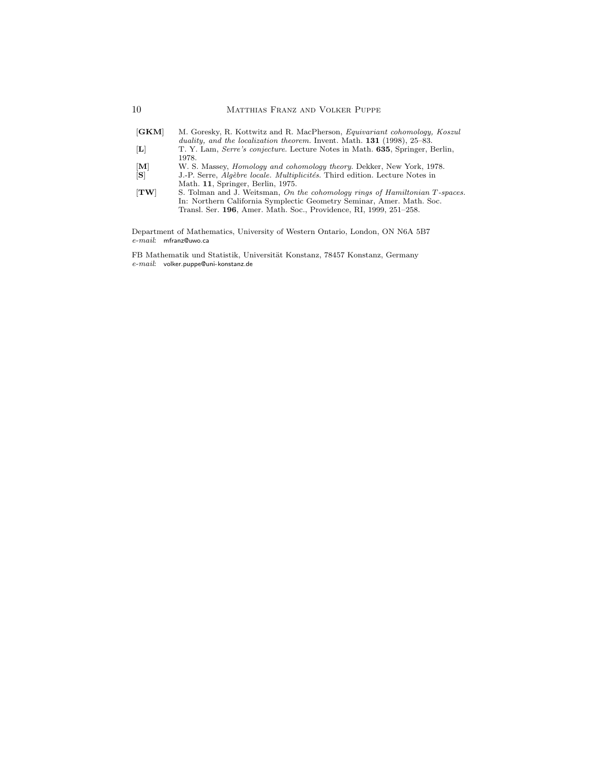[**GKM**] M. Goresky, R. Kottwitz and R. MacPherson, *Equivariant cohomology, Koszul duality, and the localization theorem.* Invent. Math. **131** (1998), 25–83.

[**L**] T. Y. Lam, *Serre's conjecture.* Lecture Notes in Math. **635**, Springer, Berlin, 1978.

[**M**] W. S. Massey, *Homology and cohomology theory.* Dekker, New York, 1978.

[**S**] J.-P. Serre, *Algèbre locale. Multiplicités.* Third edition. Lecture Notes in Math. **11**, Springer, Berlin, 1975.

[**TW**] S. Tolman and J. Weitsman, *On the cohomology rings of Hamiltonian $T$-spaces.* In: Northern California Symplectic Geometry Seminar, Amer. Math. Soc. Transl. Ser. **196**, Amer. Math. Soc., Providence, RI, 1999, 251–258.

Department of Mathematics, University of Western Ontario, London, ON N6A 5B7
*e-mail*: mfranz@uwo.ca

FB Mathematik und Statistik, Universität Konstanz, 78457 Konstanz, Germany
*e-mail*: volker.puppe@uni-konstanz.de